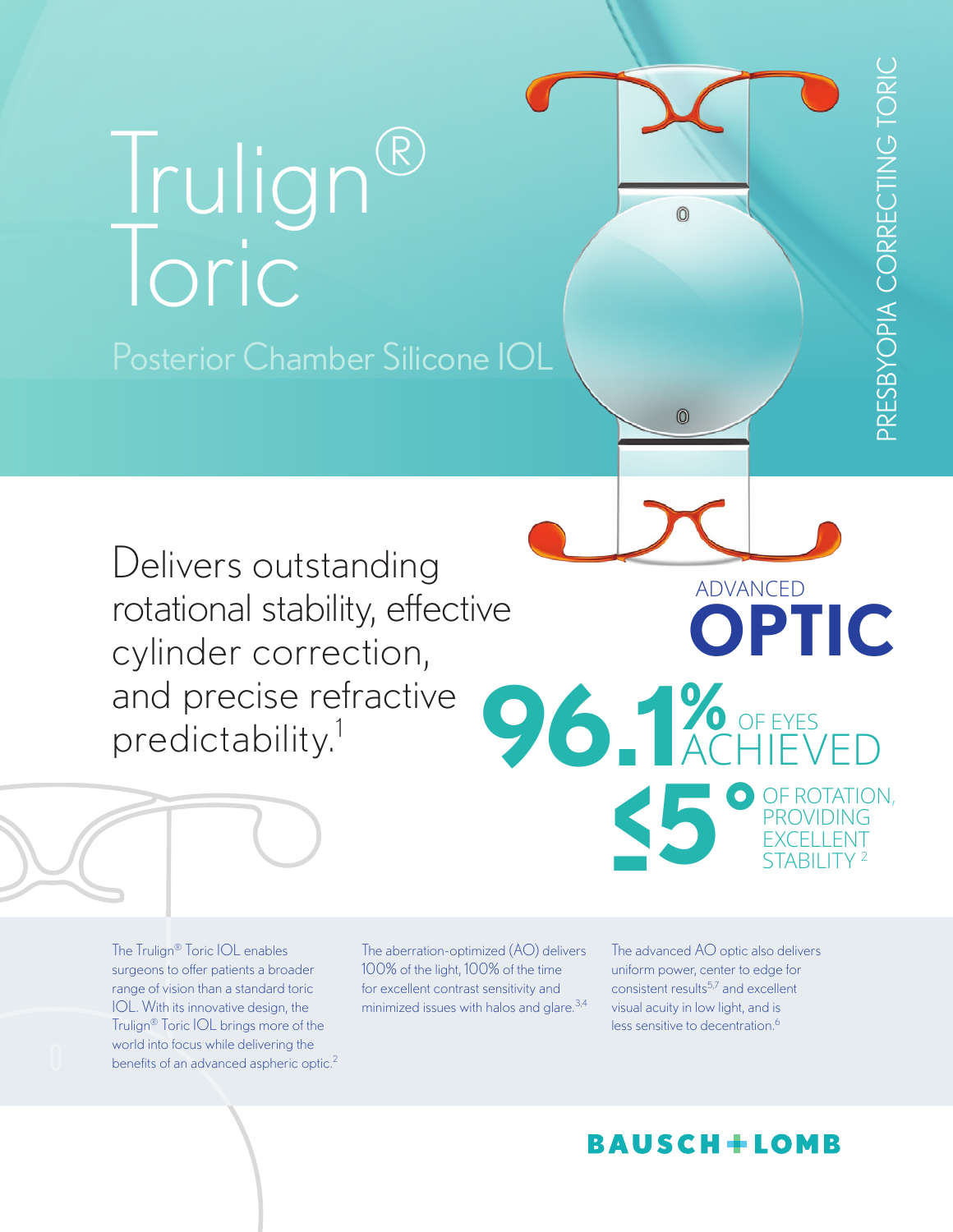# Trulign® Toric

Posterior Chamber Silicone IOL

PRESBYOPIA CORRECTING TORIC

## Delivers outstanding rotational stability, effective cylinder correction, and precise refractive predictability.[1]

ADVANCED **OPTIC**

**96.1%** OF EYES ACHIEVED **≤5°** OF ROTATION, PROVIDING EXCELLENT STABILITY [2]

The Trulign® Toric IOL enables surgeons to offer patients a broader range of vision than a standard toric IOL. With its innovative design, the Trulign® Toric IOL brings more of the world into focus while delivering the benefits of an advanced aspheric optic.[2]

The aberration-optimized (AO) delivers 100% of the light, 100% of the time for excellent contrast sensitivity and minimized issues with halos and glare.[3,4]

The advanced AO optic also delivers uniform power, center to edge for consistent results[5,7] and excellent visual acuity in low light, and is less sensitive to decentration.[6]

**BAUSCH + LOMB**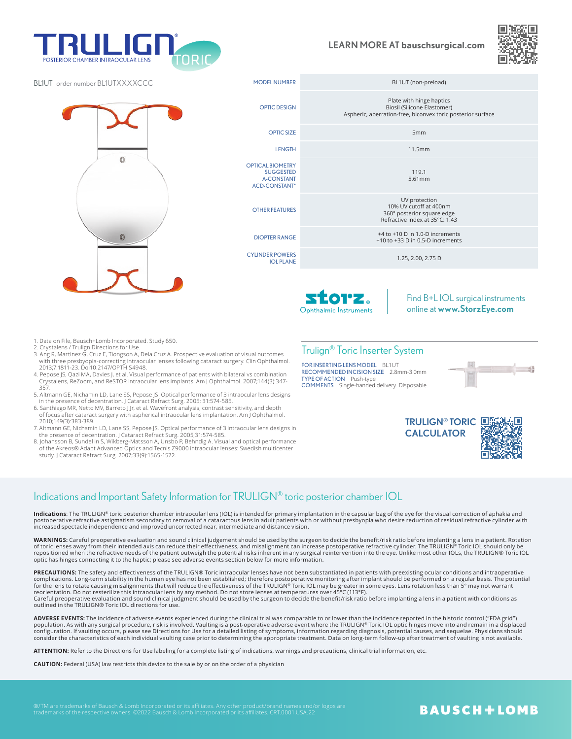# TRULIGN® TORIC

POSTERIOR CHAMBER INTRAOCULAR LENS

LEARN MORE AT **bauschsurgical.com**

BL1UT order number BL1UTXXXXCCC

| | |
|---|---|
| MODEL NUMBER | BL1UT (non-preload) |
| OPTIC DESIGN | Plate with hinge haptics<br>Biosil (Silicone Elastomer)<br>Aspheric, aberration-free, biconvex toric posterior surface |
| OPTIC SIZE | 5mm |
| LENGTH | 11.5mm |
| OPTICAL BIOMETRY SUGGESTED A-CONSTANT ACD-CONSTANT* | 119.1<br>5.61mm |
| OTHER FEATURES | UV protection<br>10% UV cutoff at 400nm<br>360° posterior square edge<br>Refractive index at 35°C: 1.43 |
| DIOPTER RANGE | +4 to +10 D in 1.0-D increments<br>+10 to +33 D in 0.5-D increments |
| CYLINDER POWERS IOL PLANE | 1.25, 2.00, 2.75 D |

storz® Ophthalmic Instruments

Find B+L IOL surgical instruments online at **www.StorzEye.com**

1. Data on File, Bausch+Lomb Incorporated. Study 650.
2. Crystalens / Trulign Directions for Use.
3. Ang R, Martinez G, Cruz E, Tiongson A, Dela Cruz A. Prospective evaluation of visual outcomes with three presbyopia-correcting intraocular lenses following cataract surgery. Clin Ophthalmol. 2013;7:1811-23. Doi10.2147/OPTH.S4948.
4. Pepose JS, Qazi MA, Davies J, et al. Visual performance of patients with bilateral vs combination Crystalens, ReZoom, and ReSTOR intraocular lens implants. Am J Ophthalmol. 2007;144(3):347-357.
5. Altmann GE, Nichamin LD, Lane SS, Pepose JS. Optical performance of 3 intraocular lens designs in the presence of decentration. J Cataract Refract Surg. 2005; 31:574-585.
6. Santhiago MR, Netto MV, Barreto J Jr, et al. Wavefront analysis, contrast sensitivity, and depth of focus after cataract surgery with aspherical intraocular lens implantation. Am J Ophthalmol. 2010;149(3):383-389.
7. Altmann GE, Nichamin LD, Lane SS, Pepose JS. Optical performance of 3 intraocular lens designs in the presence of decentration. J Cataract Refract Surg. 2005;31:574-585.
8. Johansson B, Sundel in S, Wikberg-Matsson A, Unsbo P, Behndig A. Visual and optical performance of the Akreos® Adapt Advanced Optics and Tecnis Z9000 intraocular lenses: Swedish multicenter study. J Cataract Refract Surg. 2007;33(9):1565-1572.

## Trulign® Toric Inserter System

FOR INSERTING LENS MODEL BL1UT
RECOMMENDED INCISION SIZE 2.8mm-3.0mm
TYPE OF ACTION Push-type
COMMENTS Single-handed delivery. Disposable.

**TRULIGN® TORIC CALCULATOR**

## Indications and Important Safety Information for TRULIGN® toric posterior chamber IOL

**Indications**: The TRULIGN® toric posterior chamber intraocular lens (IOL) is intended for primary implantation in the capsular bag of the eye for the visual correction of aphakia and postoperative refractive astigmatism secondary to removal of a cataractous lens in adult patients with or without presbyopia who desire reduction of residual refractive cylinder with increased spectacle independence and improved uncorrected near, intermediate and distance vision.

**WARNINGS:** Careful preoperative evaluation and sound clinical judgement should be used by the surgeon to decide the benefit/risk ratio before implanting a lens in a patient. Rotation of toric lenses away from their intended axis can reduce their effectiveness, and misalignment can increase postoperative refractive cylinder. The TRULIGN® Toric IOL should only be repositioned when the refractive needs of the patient outweigh the potential risks inherent in any surgical reintervention into the eye. Unlike most other IOLs, the TRULIGN® Toric IOL optic has hinges connecting it to the haptic; please see adverse events section below for more information.

**PRECAUTIONS:** The safety and effectiveness of the TRULIGN® Toric intraocular lenses have not been substantiated in patients with preexisting ocular conditions and intraoperative complications. Long-term stability in the human eye has not been established; therefore postoperative monitoring after implant should be performed on a regular basis. The potential for the lens to rotate causing misalignments that will reduce the effectiveness of the TRULIGN® Toric IOL may be greater in some eyes. Lens rotation less than 5° may not warrant reorientation. Do not resterilize this intraocular lens by any method. Do not store lenses at temperatures over 45°C (113°F).
Careful preoperative evaluation and sound clinical judgment should be used by the surgeon to decide the benefit/risk ratio before implanting a lens in a patient with conditions as outlined in the TRULIGN® Toric IOL directions for use.

**ADVERSE EVENTS:** The incidence of adverse events experienced during the clinical trial was comparable to or lower than the incidence reported in the historic control ("FDA grid") population. As with any surgical procedure, risk is involved. Vaulting is a post-operative adverse event where the TRULIGN® Toric IOL optic hinges move into and remain in a displaced configuration. If vaulting occurs, please see Directions for Use for a detailed listing of symptoms, information regarding diagnosis, potential causes, and sequelae. Physicians should consider the characteristics of each individual vaulting case prior to determining the appropriate treatment. Data on long-term follow-up after treatment of vaulting is not available.

**ATTENTION:** Refer to the Directions for Use labeling for a complete listing of indications, warnings and precautions, clinical trial information, etc.

**CAUTION:** Federal (USA) law restricts this device to the sale by or on the order of a physician

®/TM are trademarks of Bausch & Lomb Incorporated or its affiliates. Any other product/brand names and/or logos are trademarks of the respective owners. ©2022 Bausch & Lomb Incorporated or its affiliates. CRT.0001.USA.22

BAUSCH + LOMB